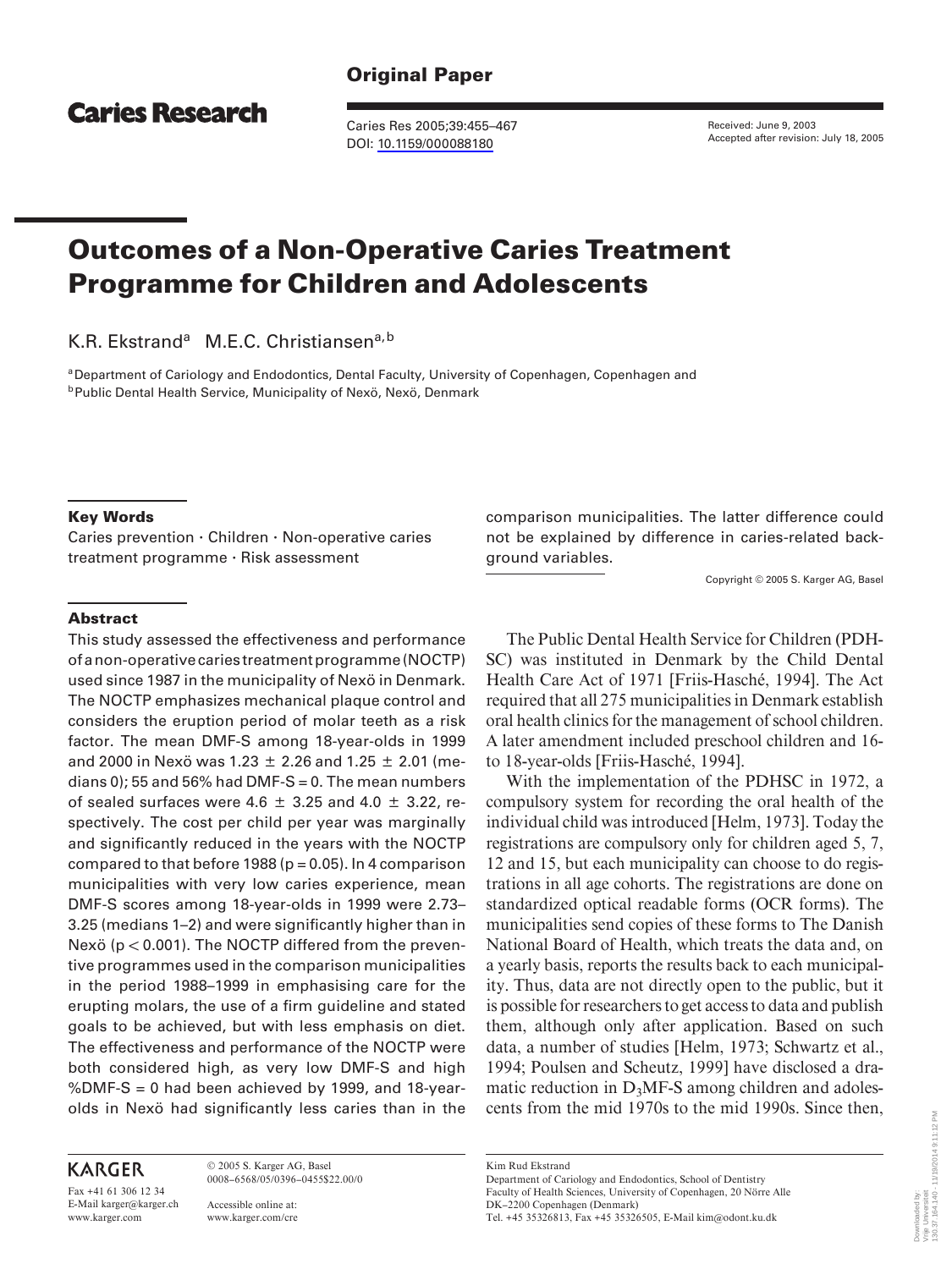**Original Paper**

Caries Research

Received: June 9, 2003
Accepted after revision: July 18, 2005

# Outcomes of a Non-Operative Caries Treatment Programme for Children and Adolescents

K.R. Ekstrand[a] M.E.C. Christiansen[a,b]

[a] Department of Cariology and Endodontics, Dental Faculty, University of Copenhagen, Copenhagen and
[b] Public Dental Health Service, Municipality of Nexö, Nexö, Denmark

### Key Words

Caries prevention · Children · Non-operative caries treatment programme · Risk assessment

### Abstract

This study assessed the effectiveness and performance of a non-operative caries treatment programme (NOCTP) used since 1987 in the municipality of Nexö in Denmark. The NOCTP emphasizes mechanical plaque control and considers the eruption period of molar teeth as a risk factor. The mean DMF-S among 18-year-olds in 1999 and 2000 in Nexö was 1.23 ± 2.26 and 1.25 ± 2.01 (medians 0); 55 and 56% had DMF-S = 0. The mean numbers of sealed surfaces were 4.6 ± 3.25 and 4.0 ± 3.22, respectively. The cost per child per year was marginally and significantly reduced in the years with the NOCTP compared to that before 1988 ($p = 0.05$). In 4 comparison municipalities with very low caries experience, mean DMF-S scores among 18-year-olds in 1999 were 2.73–3.25 (medians 1–2) and were significantly higher than in Nexö ($p < 0.001$). The NOCTP differed from the preventive programmes used in the comparison municipalities in the period 1988–1999 in emphasising care for the erupting molars, the use of a firm guideline and stated goals to be achieved, but with less emphasis on diet. The effectiveness and performance of the NOCTP were both considered high, as very low DMF-S and high %DMF-S = 0 had been achieved by 1999, and 18-year-olds in Nexö had significantly less caries than in the comparison municipalities. The latter difference could not be explained by difference in caries-related background variables.

Copyright © 2005 S. Karger AG, Basel

The Public Dental Health Service for Children (PDHSC) was instituted in Denmark by the Child Dental Health Care Act of 1971 [Friis-Hasché, 1994]. The Act required that all 275 municipalities in Denmark establish oral health clinics for the management of school children. A later amendment included preschool children and 16- to 18-year-olds [Friis-Hasché, 1994].

With the implementation of the PDHSC in 1972, a compulsory system for recording the oral health of the individual child was introduced [Helm, 1973]. Today the registrations are compulsory only for children aged 5, 7, 12 and 15, but each municipality can choose to do registrations in all age cohorts. The registrations are done on standardized optical readable forms (OCR forms). The municipalities send copies of these forms to The Danish National Board of Health, which treats the data and, on a yearly basis, reports the results back to each municipality. Thus, data are not directly open to the public, but it is possible for researchers to get access to data and publish them, although only after application. Based on such data, a number of studies [Helm, 1973; Schwartz et al., 1994; Poulsen and Scheutz, 1999] have disclosed a dramatic reduction in $D_3$MF-S among children and adolescents from the mid 1970s to the mid 1990s. Since then,

KARGER

Fax +41 61 306 12 34
E-Mail karger@karger.ch
www.karger.com

© 2005 S. Karger AG, Basel
0008–6568/05/0396–0455$22.00/0

Accessible online at:
www.karger.com/cre

Kim Rud Ekstrand
Department of Cariology and Endodontics, School of Dentistry
Faculty of Health Sciences, University of Copenhagen, 20 Nörre Alle
DK–2200 Copenhagen (Denmark)
Tel. +45 35326813, Fax +45 35326505, E-Mail kim@odont.ku.dk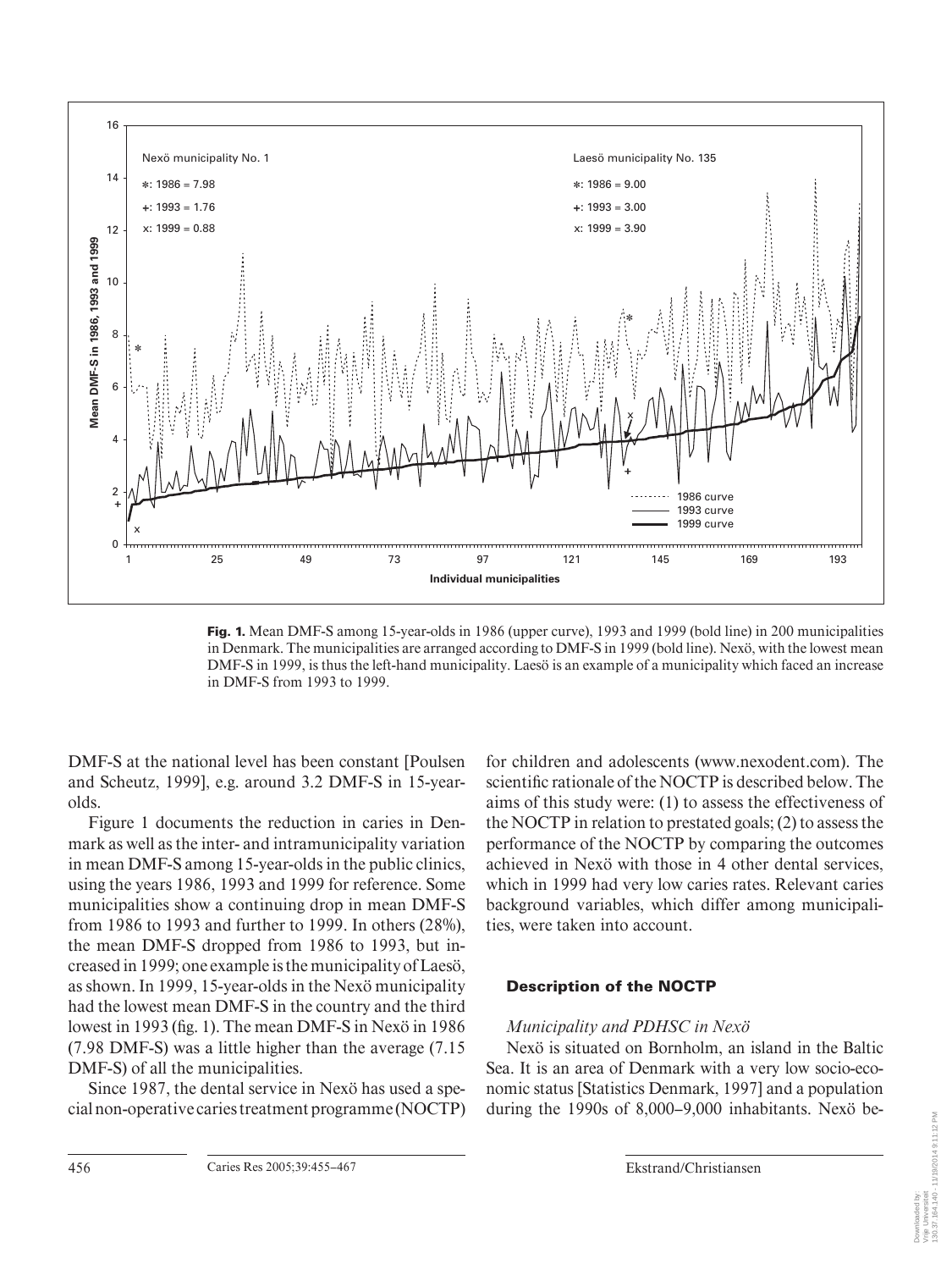**Fig. 1.** Mean DMF-S among 15-year-olds in 1986 (upper curve), 1993 and 1999 (bold line) in 200 municipalities in Denmark. The municipalities are arranged according to DMF-S in 1999 (bold line). Nexö, with the lowest mean DMF-S in 1999, is thus the left-hand municipality. Laesö is an example of a municipality which faced an increase in DMF-S from 1993 to 1999.

DMF-S at the national level has been constant [Poulsen and Scheutz, 1999], e.g. around 3.2 DMF-S in 15-year-olds.

Figure 1 documents the reduction in caries in Denmark as well as the inter- and intramunicipality variation in mean DMF-S among 15-year-olds in the public clinics, using the years 1986, 1993 and 1999 for reference. Some municipalities show a continuing drop in mean DMF-S from 1986 to 1993 and further to 1999. In others (28%), the mean DMF-S dropped from 1986 to 1993, but increased in 1999; one example is the municipality of Laesö, as shown. In 1999, 15-year-olds in the Nexö municipality had the lowest mean DMF-S in the country and the third lowest in 1993 (fig. 1). The mean DMF-S in Nexö in 1986 (7.98 DMF-S) was a little higher than the average (7.15 DMF-S) of all the municipalities.

Since 1987, the dental service in Nexö has used a special non-operative caries treatment programme (NOCTP) for children and adolescents (www.nexodent.com). The scientific rationale of the NOCTP is described below. The aims of this study were: (1) to assess the effectiveness of the NOCTP in relation to prestated goals; (2) to assess the performance of the NOCTP by comparing the outcomes achieved in Nexö with those in 4 other dental services, which in 1999 had very low caries rates. Relevant caries background variables, which differ among municipalities, were taken into account.

## Description of the NOCTP

### *Municipality and PDHSC in Nexö*

Nexö is situated on Bornholm, an island in the Baltic Sea. It is an area of Denmark with a very low socio-economic status [Statistics Denmark, 1997] and a population during the 1990s of 8,000–9,000 inhabitants. Nexö be-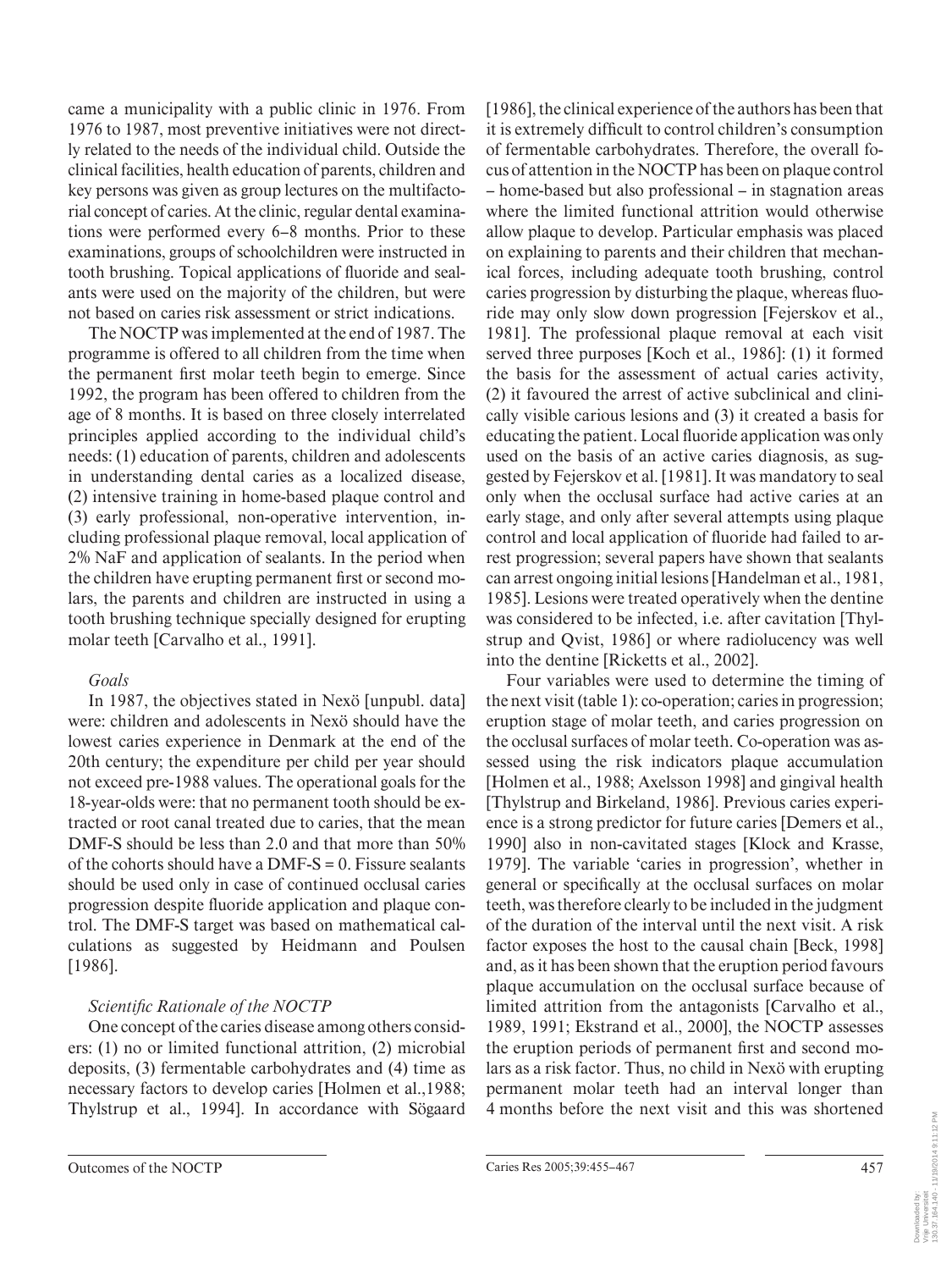came a municipality with a public clinic in 1976. From 1976 to 1987, most preventive initiatives were not directly related to the needs of the individual child. Outside the clinical facilities, health education of parents, children and key persons was given as group lectures on the multifactorial concept of caries. At the clinic, regular dental examinations were performed every 6–8 months. Prior to these examinations, groups of schoolchildren were instructed in tooth brushing. Topical applications of fluoride and sealants were used on the majority of the children, but were not based on caries risk assessment or strict indications.

The NOCTP was implemented at the end of 1987. The programme is offered to all children from the time when the permanent first molar teeth begin to emerge. Since 1992, the program has been offered to children from the age of 8 months. It is based on three closely interrelated principles applied according to the individual child's needs: (1) education of parents, children and adolescents in understanding dental caries as a localized disease, (2) intensive training in home-based plaque control and (3) early professional, non-operative intervention, including professional plaque removal, local application of 2% NaF and application of sealants. In the period when the children have erupting permanent first or second molars, the parents and children are instructed in using a tooth brushing technique specially designed for erupting molar teeth [Carvalho et al., 1991].

*Goals*

In 1987, the objectives stated in Nexö [unpubl. data] were: children and adolescents in Nexö should have the lowest caries experience in Denmark at the end of the 20th century; the expenditure per child per year should not exceed pre-1988 values. The operational goals for the 18-year-olds were: that no permanent tooth should be extracted or root canal treated due to caries, that the mean DMF-S should be less than 2.0 and that more than 50% of the cohorts should have a DMF-S = 0. Fissure sealants should be used only in case of continued occlusal caries progression despite fluoride application and plaque control. The DMF-S target was based on mathematical calculations as suggested by Heidmann and Poulsen [1986].

*Scientific Rationale of the NOCTP*

One concept of the caries disease among others considers: (1) no or limited functional attrition, (2) microbial deposits, (3) fermentable carbohydrates and (4) time as necessary factors to develop caries [Holmen et al.,1988; Thylstrup et al., 1994]. In accordance with Sögaard [1986], the clinical experience of the authors has been that it is extremely difficult to control children's consumption of fermentable carbohydrates. Therefore, the overall focus of attention in the NOCTP has been on plaque control – home-based but also professional – in stagnation areas where the limited functional attrition would otherwise allow plaque to develop. Particular emphasis was placed on explaining to parents and their children that mechanical forces, including adequate tooth brushing, control caries progression by disturbing the plaque, whereas fluoride may only slow down progression [Fejerskov et al., 1981]. The professional plaque removal at each visit served three purposes [Koch et al., 1986]: (1) it formed the basis for the assessment of actual caries activity, (2) it favoured the arrest of active subclinical and clinically visible carious lesions and (3) it created a basis for educating the patient. Local fluoride application was only used on the basis of an active caries diagnosis, as suggested by Fejerskov et al. [1981]. It was mandatory to seal only when the occlusal surface had active caries at an early stage, and only after several attempts using plaque control and local application of fluoride had failed to arrest progression; several papers have shown that sealants can arrest ongoing initial lesions [Handelman et al., 1981, 1985]. Lesions were treated operatively when the dentine was considered to be infected, i.e. after cavitation [Thylstrup and Qvist, 1986] or where radiolucency was well into the dentine [Ricketts et al., 2002].

Four variables were used to determine the timing of the next visit (table 1): co-operation; caries in progression; eruption stage of molar teeth, and caries progression on the occlusal surfaces of molar teeth. Co-operation was assessed using the risk indicators plaque accumulation [Holmen et al., 1988; Axelsson 1998] and gingival health [Thylstrup and Birkeland, 1986]. Previous caries experience is a strong predictor for future caries [Demers et al., 1990] also in non-cavitated stages [Klock and Krasse, 1979]. The variable 'caries in progression', whether in general or specifically at the occlusal surfaces on molar teeth, was therefore clearly to be included in the judgment of the duration of the interval until the next visit. A risk factor exposes the host to the causal chain [Beck, 1998] and, as it has been shown that the eruption period favours plaque accumulation on the occlusal surface because of limited attrition from the antagonists [Carvalho et al., 1989, 1991; Ekstrand et al., 2000], the NOCTP assesses the eruption periods of permanent first and second molars as a risk factor. Thus, no child in Nexö with erupting permanent molar teeth had an interval longer than 4 months before the next visit and this was shortened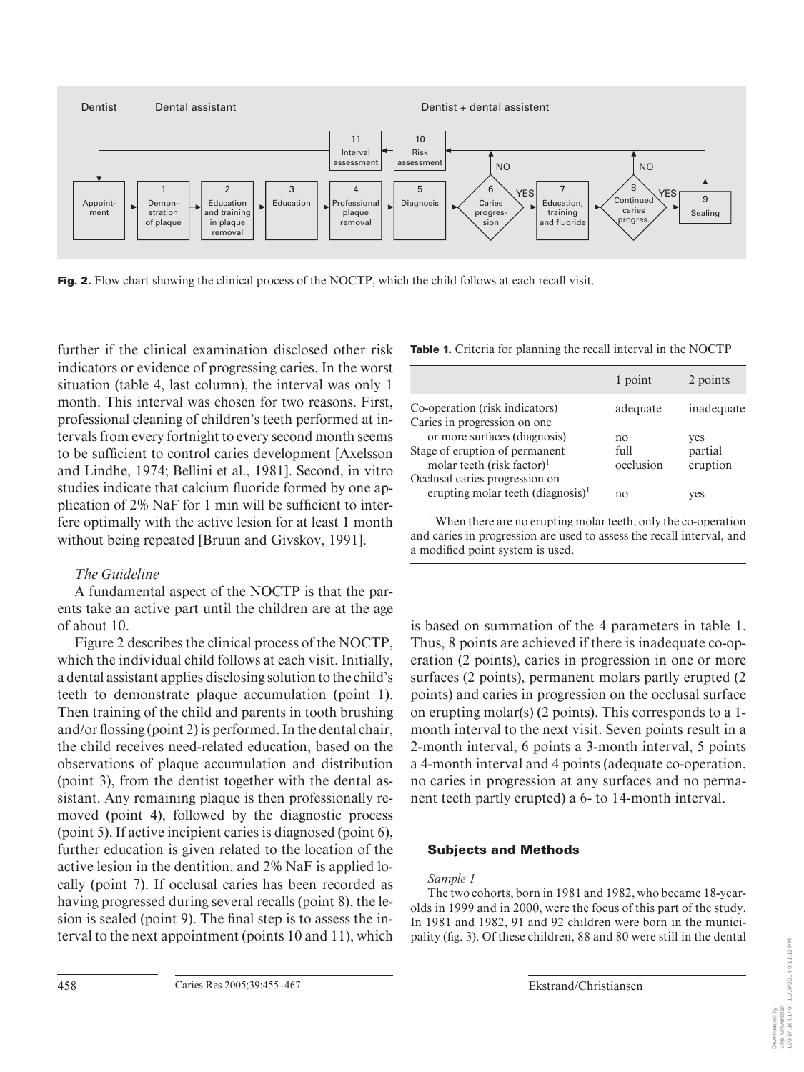Fig. 2. Flow chart showing the clinical process of the NOCTP, which the child follows at each recall visit.

further if the clinical examination disclosed other risk indicators or evidence of progressing caries. In the worst situation (table 4, last column), the interval was only 1 month. This interval was chosen for two reasons. First, professional cleaning of children's teeth performed at intervals from every fortnight to every second month seems to be sufficient to control caries development [Axelsson and Lindhe, 1974; Bellini et al., 1981]. Second, in vitro studies indicate that calcium fluoride formed by one application of 2% NaF for 1 min will be sufficient to interfere optimally with the active lesion for at least 1 month without being repeated [Bruun and Givskov, 1991].

*The Guideline*

A fundamental aspect of the NOCTP is that the parents take an active part until the children are at the age of about 10.

Figure 2 describes the clinical process of the NOCTP, which the individual child follows at each visit. Initially, a dental assistant applies disclosing solution to the child's teeth to demonstrate plaque accumulation (point 1). Then training of the child and parents in tooth brushing and/or flossing (point 2) is performed. In the dental chair, the child receives need-related education, based on the observations of plaque accumulation and distribution (point 3), from the dentist together with the dental assistant. Any remaining plaque is then professionally removed (point 4), followed by the diagnostic process (point 5). If active incipient caries is diagnosed (point 6), further education is given related to the location of the active lesion in the dentition, and 2% NaF is applied locally (point 7). If occlusal caries has been recorded as having progressed during several recalls (point 8), the lesion is sealed (point 9). The final step is to assess the interval to the next appointment (points 10 and 11), which is based on summation of the 4 parameters in table 1. Thus, 8 points are achieved if there is inadequate co-operation (2 points), caries in progression in one or more surfaces (2 points), permanent molars partly erupted (2 points) and caries in progression on the occlusal surface on erupting molar(s) (2 points). This corresponds to a 1-month interval to the next visit. Seven points result in a 2-month interval, 6 points a 3-month interval, 5 points a 4-month interval and 4 points (adequate co-operation, no caries in progression at any surfaces and no permanent teeth partly erupted) a 6- to 14-month interval.

**Table 1.** Criteria for planning the recall interval in the NOCTP

| | 1 point | 2 points |
|---|---|---|
| Co-operation (risk indicators) | adequate | inadequate |
| Caries in progression on one or more surfaces (diagnosis) | no | yes |
| Stage of eruption of permanent molar teeth (risk factor)[1] | full occlusion | partial eruption |
| Occlusal caries progression on erupting molar teeth (diagnosis)[1] | no | yes |

[1] When there are no erupting molar teeth, only the co-operation and caries in progression are used to assess the recall interval, and a modified point system is used.

## Subjects and Methods

*Sample 1*

The two cohorts, born in 1981 and 1982, who became 18-year-olds in 1999 and in 2000, were the focus of this part of the study. In 1981 and 1982, 91 and 92 children were born in the municipality (fig. 3). Of these children, 88 and 80 were still in the dental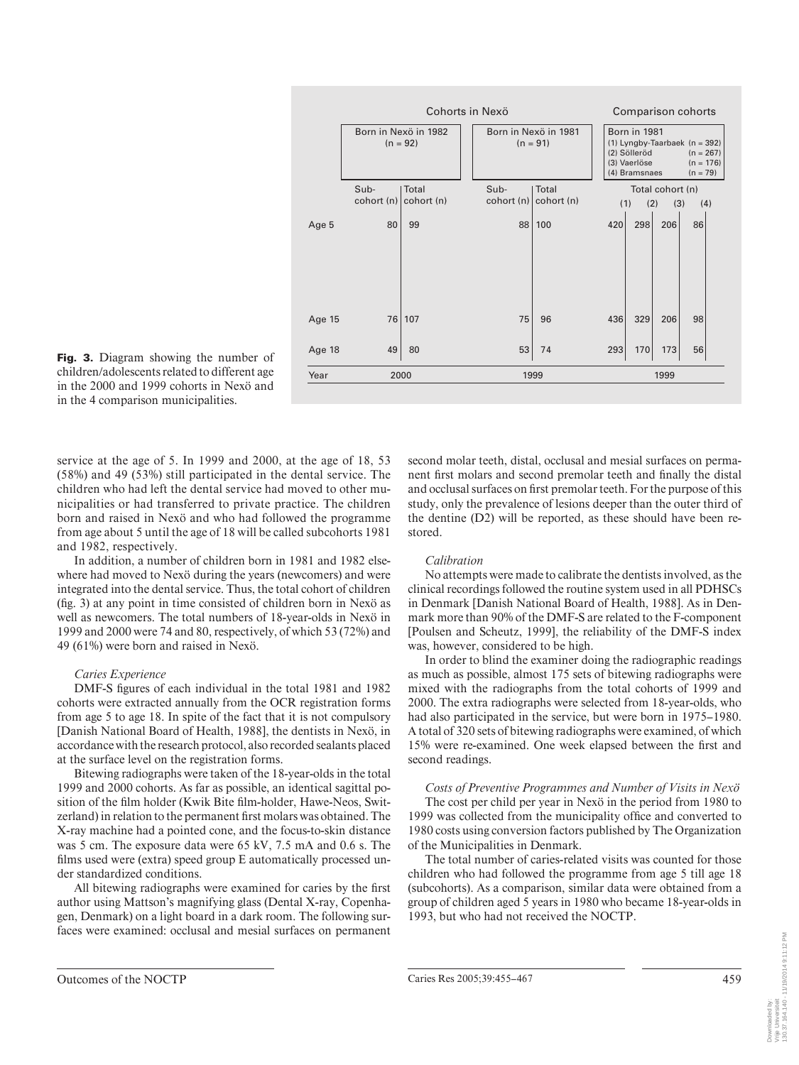| | Cohorts in Nexö | | | | Comparison cohorts | | | |
|---|---|---|---|---|---|---|---|---|
| | Born in Nexö in 1982 (n = 92) | | Born in Nexö in 1981 (n = 91) | | Born in 1981 (1) Lyngby-Taarbaek (n = 392) (2) Sölleröd (n = 267) (3) Vaerlöse (n = 176) (4) Bramsnaes (n = 79) | | | |
| | Sub-cohort (n) | Total cohort (n) | Sub-cohort (n) | Total cohort (n) | Total cohort (n) | | | |
| | | | | | (1) | (2) | (3) | (4) |
| Age 5 | 80 | 99 | 88 | 100 | 420 | 298 | 206 | 86 |
| Age 15 | 76 | 107 | 75 | 96 | 436 | 329 | 206 | 98 |
| Age 18 | 49 | 80 | 53 | 74 | 293 | 170 | 173 | 56 |
| Year | 2000 | | 1999 | | 1999 | | | |

**Fig. 3.** Diagram showing the number of children/adolescents related to different age in the 2000 and 1999 cohorts in Nexö and in the 4 comparison municipalities.

service at the age of 5. In 1999 and 2000, at the age of 18, 53 (58%) and 49 (53%) still participated in the dental service. The children who had left the dental service had moved to other municipalities or had transferred to private practice. The children born and raised in Nexö and who had followed the programme from age about 5 until the age of 18 will be called subcohorts 1981 and 1982, respectively.

In addition, a number of children born in 1981 and 1982 elsewhere had moved to Nexö during the years (newcomers) and were integrated into the dental service. Thus, the total cohort of children (fig. 3) at any point in time consisted of children born in Nexö as well as newcomers. The total numbers of 18-year-olds in Nexö in 1999 and 2000 were 74 and 80, respectively, of which 53 (72%) and 49 (61%) were born and raised in Nexö.

*Caries Experience*

DMF-S figures of each individual in the total 1981 and 1982 cohorts were extracted annually from the OCR registration forms from age 5 to age 18. In spite of the fact that it is not compulsory [Danish National Board of Health, 1988], the dentists in Nexö, in accordance with the research protocol, also recorded sealants placed at the surface level on the registration forms.

Bitewing radiographs were taken of the 18-year-olds in the total 1999 and 2000 cohorts. As far as possible, an identical sagittal position of the film holder (Kwik Bite film-holder, Hawe-Neos, Switzerland) in relation to the permanent first molars was obtained. The X-ray machine had a pointed cone, and the focus-to-skin distance was 5 cm. The exposure data were 65 kV, 7.5 mA and 0.6 s. The films used were (extra) speed group E automatically processed under standardized conditions.

All bitewing radiographs were examined for caries by the first author using Mattson's magnifying glass (Dental X-ray, Copenhagen, Denmark) on a light board in a dark room. The following surfaces were examined: occlusal and mesial surfaces on permanent second molar teeth, distal, occlusal and mesial surfaces on permanent first molars and second premolar teeth and finally the distal and occlusal surfaces on first premolar teeth. For the purpose of this study, only the prevalence of lesions deeper than the outer third of the dentine (D2) will be reported, as these should have been restored.

*Calibration*

No attempts were made to calibrate the dentists involved, as the clinical recordings followed the routine system used in all PDHSCs in Denmark [Danish National Board of Health, 1988]. As in Denmark more than 90% of the DMF-S are related to the F-component [Poulsen and Scheutz, 1999], the reliability of the DMF-S index was, however, considered to be high.

In order to blind the examiner doing the radiographic readings as much as possible, almost 175 sets of bitewing radiographs were mixed with the radiographs from the total cohorts of 1999 and 2000. The extra radiographs were selected from 18-year-olds, who had also participated in the service, but were born in 1975–1980. A total of 320 sets of bitewing radiographs were examined, of which 15% were re-examined. One week elapsed between the first and second readings.

*Costs of Preventive Programmes and Number of Visits in Nexö*

The cost per child per year in Nexö in the period from 1980 to 1999 was collected from the municipality office and converted to 1980 costs using conversion factors published by The Organization of the Municipalities in Denmark.

The total number of caries-related visits was counted for those children who had followed the programme from age 5 till age 18 (subcohorts). As a comparison, similar data were obtained from a group of children aged 5 years in 1980 who became 18-year-olds in 1993, but who had not received the NOCTP.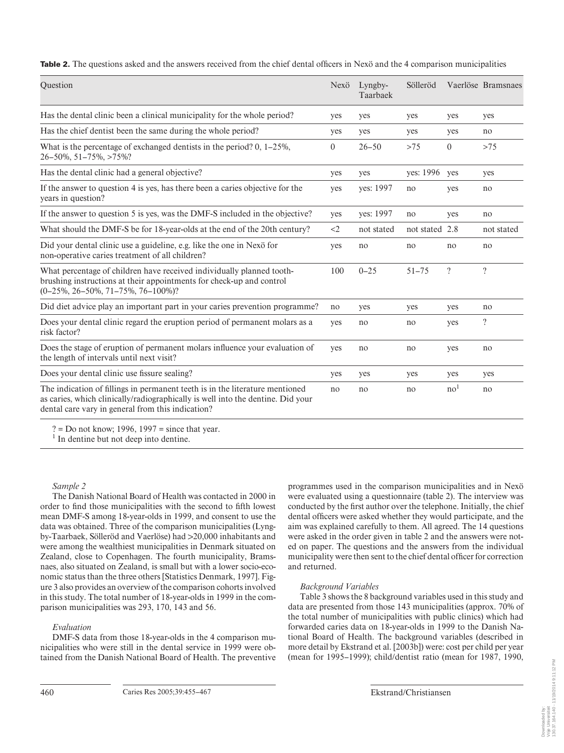**Table 2.** The questions asked and the answers received from the chief dental officers in Nexö and the 4 comparison municipalities

| Question | Nexö | Lyngby-Taarbaek | Sölleröd | Vaerlöse | Bramsnaes |
|---|---|---|---|---|---|
| Has the dental clinic been a clinical municipality for the whole period? | yes | yes | yes | yes | yes |
| Has the chief dentist been the same during the whole period? | yes | yes | yes | yes | no |
| What is the percentage of exchanged dentists in the period? 0, 1–25%, 26–50%, 51–75%, >75%? | 0 | 26–50 | >75 | 0 | >75 |
| Has the dental clinic had a general objective? | yes | yes | yes: 1996 | yes | yes |
| If the answer to question 4 is yes, has there been a caries objective for the years in question? | yes | yes: 1997 | no | yes | no |
| If the answer to question 5 is yes, was the DMF-S included in the objective? | yes | yes: 1997 | no | yes | no |
| What should the DMF-S be for 18-year-olds at the end of the 20th century? | <2 | not stated | not stated | 2.8 | not stated |
| Did your dental clinic use a guideline, e.g. like the one in Nexö for non-operative caries treatment of all children? | yes | no | no | no | no |
| What percentage of children have received individually planned tooth-brushing instructions at their appointments for check-up and control (0–25%, 26–50%, 71–75%, 76–100%)? | 100 | 0–25 | 51–75 | ? | ? |
| Did diet advice play an important part in your caries prevention programme? | no | yes | yes | yes | no |
| Does your dental clinic regard the eruption period of permanent molars as a risk factor? | yes | no | no | yes | ? |
| Does the stage of eruption of permanent molars influence your evaluation of the length of intervals until next visit? | yes | no | no | yes | no |
| Does your dental clinic use fissure sealing? | yes | yes | yes | yes | yes |
| The indication of fillings in permanent teeth is in the literature mentioned as caries, which clinically/radiographically is well into the dentine. Did your dental care vary in general from this indication? | no | no | no | no[1] | no |

? = Do not know; 1996, 1997 = since that year.
[1] In dentine but not deep into dentine.

*Sample 2*

The Danish National Board of Health was contacted in 2000 in order to find those municipalities with the second to fifth lowest mean DMF-S among 18-year-olds in 1999, and consent to use the data was obtained. Three of the comparison municipalities (Lyngby-Taarbaek, Sölleröd and Vaerlöse) had >20,000 inhabitants and were among the wealthiest municipalities in Denmark situated on Zealand, close to Copenhagen. The fourth municipality, Bramsnaes, also situated on Zealand, is small but with a lower socio-economic status than the three others [Statistics Denmark, 1997]. Figure 3 also provides an overview of the comparison cohorts involved in this study. The total number of 18-year-olds in 1999 in the comparison municipalities was 293, 170, 143 and 56.

*Evaluation*

DMF-S data from those 18-year-olds in the 4 comparison municipalities who were still in the dental service in 1999 were obtained from the Danish National Board of Health. The preventive programmes used in the comparison municipalities and in Nexö were evaluated using a questionnaire (table 2). The interview was conducted by the first author over the telephone. Initially, the chief dental officers were asked whether they would participate, and the aim was explained carefully to them. All agreed. The 14 questions were asked in the order given in table 2 and the answers were noted on paper. The questions and the answers from the individual municipality were then sent to the chief dental officer for correction and returned.

*Background Variables*

Table 3 shows the 8 background variables used in this study and data are presented from those 143 municipalities (approx. 70% of the total number of municipalities with public clinics) which had forwarded caries data on 18-year-olds in 1999 to the Danish National Board of Health. The background variables (described in more detail by Ekstrand et al. [2003b]) were: cost per child per year (mean for 1995–1999); child/dentist ratio (mean for 1987, 1990,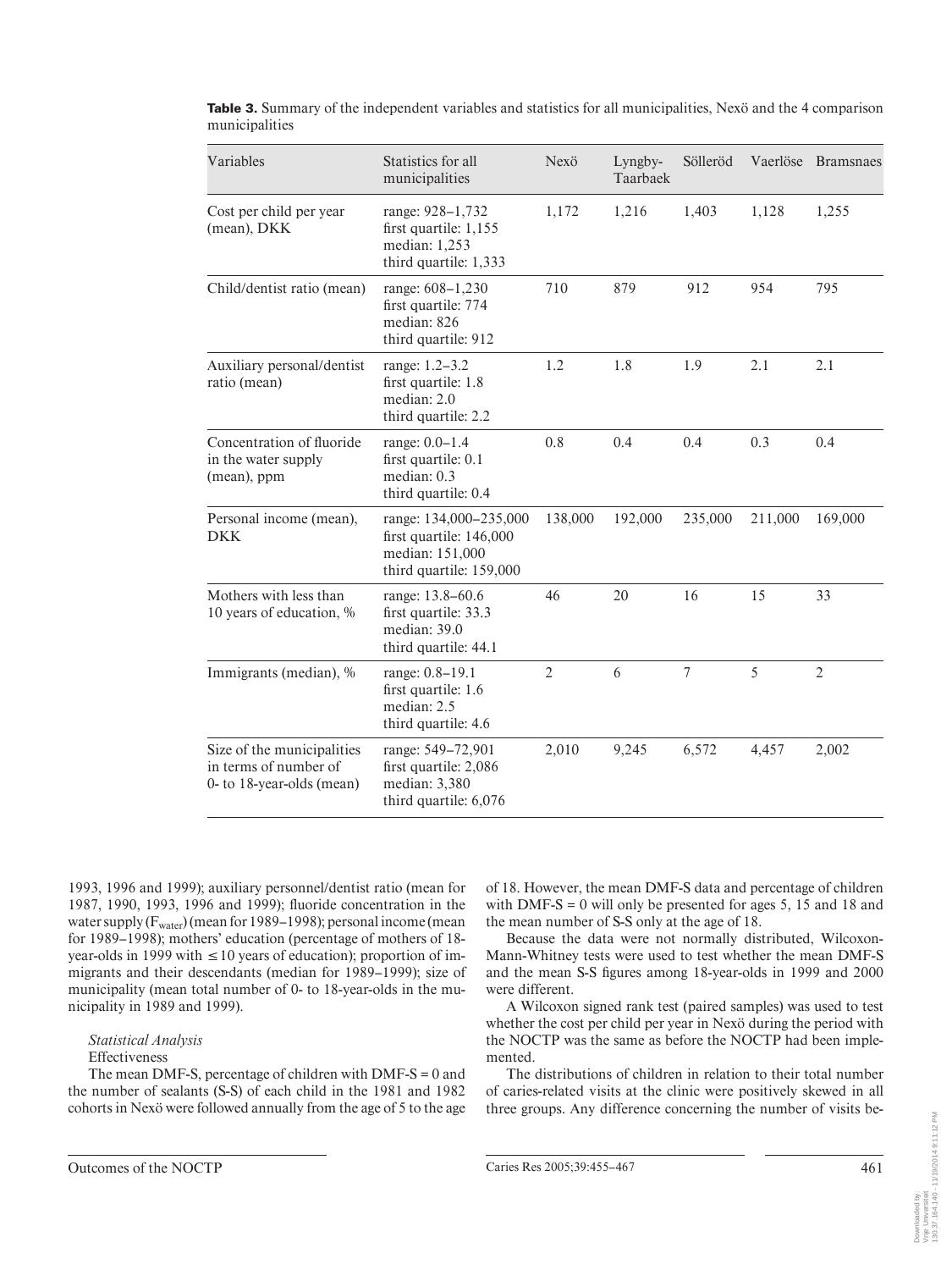**Table 3.** Summary of the independent variables and statistics for all municipalities, Nexö and the 4 comparison municipalities

| Variables | Statistics for all municipalities | Nexö | Lyngby-Taarbaek | Sölleröd | Vaerlöse | Bramsnaes |
|---|---|---|---|---|---|---|
| Cost per child per year (mean), DKK | range: 928–1,732<br>first quartile: 1,155<br>median: 1,253<br>third quartile: 1,333 | 1,172 | 1,216 | 1,403 | 1,128 | 1,255 |
| Child/dentist ratio (mean) | range: 608–1,230<br>first quartile: 774<br>median: 826<br>third quartile: 912 | 710 | 879 | 912 | 954 | 795 |
| Auxiliary personal/dentist ratio (mean) | range: 1.2–3.2<br>first quartile: 1.8<br>median: 2.0<br>third quartile: 2.2 | 1.2 | 1.8 | 1.9 | 2.1 | 2.1 |
| Concentration of fluoride in the water supply (mean), ppm | range: 0.0–1.4<br>first quartile: 0.1<br>median: 0.3<br>third quartile: 0.4 | 0.8 | 0.4 | 0.4 | 0.3 | 0.4 |
| Personal income (mean), DKK | range: 134,000–235,000<br>first quartile: 146,000<br>median: 151,000<br>third quartile: 159,000 | 138,000 | 192,000 | 235,000 | 211,000 | 169,000 |
| Mothers with less than 10 years of education, % | range: 13.8–60.6<br>first quartile: 33.3<br>median: 39.0<br>third quartile: 44.1 | 46 | 20 | 16 | 15 | 33 |
| Immigrants (median), % | range: 0.8–19.1<br>first quartile: 1.6<br>median: 2.5<br>third quartile: 4.6 | 2 | 6 | 7 | 5 | 2 |
| Size of the municipalities in terms of number of 0- to 18-year-olds (mean) | range: 549–72,901<br>first quartile: 2,086<br>median: 3,380<br>third quartile: 6,076 | 2,010 | 9,245 | 6,572 | 4,457 | 2,002 |

1993, 1996 and 1999); auxiliary personnel/dentist ratio (mean for 1987, 1990, 1993, 1996 and 1999); fluoride concentration in the water supply ($F_{water}$) (mean for 1989–1998); personal income (mean for 1989–1998); mothers' education (percentage of mothers of 18-year-olds in 1999 with ≤ 10 years of education); proportion of immigrants and their descendants (median for 1989–1999); size of municipality (mean total number of 0- to 18-year-olds in the municipality in 1989 and 1999).

*Statistical Analysis*

Effectiveness

The mean DMF-S, percentage of children with DMF-S = 0 and the number of sealants (S-S) of each child in the 1981 and 1982 cohorts in Nexö were followed annually from the age of 5 to the age of 18. However, the mean DMF-S data and percentage of children with DMF-S = 0 will only be presented for ages 5, 15 and 18 and the mean number of S-S only at the age of 18.

Because the data were not normally distributed, Wilcoxon-Mann-Whitney tests were used to test whether the mean DMF-S and the mean S-S figures among 18-year-olds in 1999 and 2000 were different.

A Wilcoxon signed rank test (paired samples) was used to test whether the cost per child per year in Nexö during the period with the NOCTP was the same as before the NOCTP had been implemented.

The distributions of children in relation to their total number of caries-related visits at the clinic were positively skewed in all three groups. Any difference concerning the number of visits be-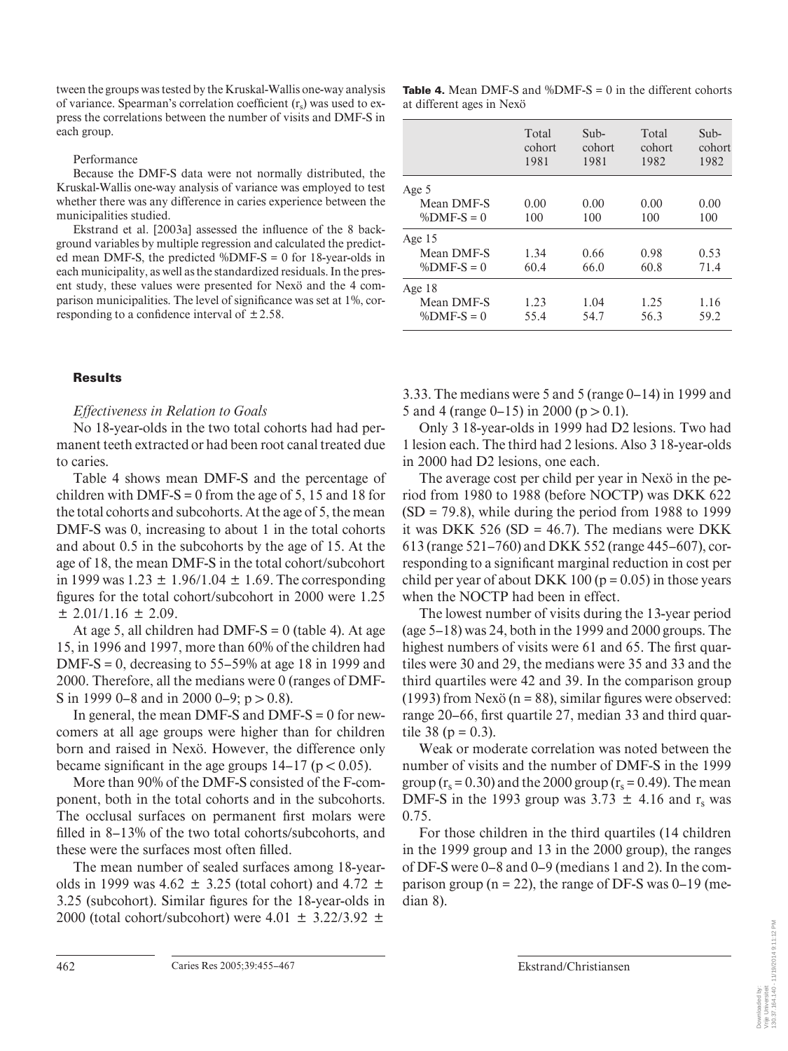tween the groups was tested by the Kruskal-Wallis one-way analysis of variance. Spearman's correlation coefficient ($r_s$) was used to express the correlations between the number of visits and DMF-S in each group.

Performance

Because the DMF-S data were not normally distributed, the Kruskal-Wallis one-way analysis of variance was employed to test whether there was any difference in caries experience between the municipalities studied.

Ekstrand et al. [2003a] assessed the influence of the 8 background variables by multiple regression and calculated the predicted mean DMF-S, the predicted %DMF-S = 0 for 18-year-olds in each municipality, as well as the standardized residuals. In the present study, these values were presented for Nexö and the 4 comparison municipalities. The level of significance was set at 1%, corresponding to a confidence interval of ±2.58.

**Table 4.** Mean DMF-S and %DMF-S = 0 in the different cohorts at different ages in Nexö

| | Total cohort 1981 | Sub-cohort 1981 | Total cohort 1982 | Sub-cohort 1982 |
|---|---|---|---|---|
| Age 5 | | | | |
| Mean DMF-S | 0.00 | 0.00 | 0.00 | 0.00 |
| %DMF-S = 0 | 100 | 100 | 100 | 100 |
| Age 15 | | | | |
| Mean DMF-S | 1.34 | 0.66 | 0.98 | 0.53 |
| %DMF-S = 0 | 60.4 | 66.0 | 60.8 | 71.4 |
| Age 18 | | | | |
| Mean DMF-S | 1.23 | 1.04 | 1.25 | 1.16 |
| %DMF-S = 0 | 55.4 | 54.7 | 56.3 | 59.2 |

## Results

### *Effectiveness in Relation to Goals*

No 18-year-olds in the two total cohorts had had permanent teeth extracted or had been root canal treated due to caries.

Table 4 shows mean DMF-S and the percentage of children with DMF-S = 0 from the age of 5, 15 and 18 for the total cohorts and subcohorts. At the age of 5, the mean DMF-S was 0, increasing to about 1 in the total cohorts and about 0.5 in the subcohorts by the age of 15. At the age of 18, the mean DMF-S in the total cohort/subcohort in 1999 was 1.23 ± 1.96/1.04 ± 1.69. The corresponding figures for the total cohort/subcohort in 2000 were 1.25 ± 2.01/1.16 ± 2.09.

At age 5, all children had DMF-S = 0 (table 4). At age 15, in 1996 and 1997, more than 60% of the children had DMF-S = 0, decreasing to 55–59% at age 18 in 1999 and 2000. Therefore, all the medians were 0 (ranges of DMF-S in 1999 0–8 and in 2000 0–9; $p > 0.8$).

In general, the mean DMF-S and DMF-S = 0 for newcomers at all age groups were higher than for children born and raised in Nexö. However, the difference only became significant in the age groups 14–17 ($p < 0.05$).

More than 90% of the DMF-S consisted of the F-component, both in the total cohorts and in the subcohorts. The occlusal surfaces on permanent first molars were filled in 8–13% of the two total cohorts/subcohorts, and these were the surfaces most often filled.

The mean number of sealed surfaces among 18-year-olds in 1999 was 4.62 ± 3.25 (total cohort) and 4.72 ± 3.25 (subcohort). Similar figures for the 18-year-olds in 2000 (total cohort/subcohort) were 4.01 ± 3.22/3.92 ± 3.33. The medians were 5 and 5 (range 0–14) in 1999 and 5 and 4 (range 0–15) in 2000 ($p > 0.1$).

Only 3 18-year-olds in 1999 had D2 lesions. Two had 1 lesion each. The third had 2 lesions. Also 3 18-year-olds in 2000 had D2 lesions, one each.

The average cost per child per year in Nexö in the period from 1980 to 1988 (before NOCTP) was DKK 622 (SD = 79.8), while during the period from 1988 to 1999 it was DKK 526 (SD = 46.7). The medians were DKK 613 (range 521–760) and DKK 552 (range 445–607), corresponding to a significant marginal reduction in cost per child per year of about DKK 100 ($p = 0.05$) in those years when the NOCTP had been in effect.

The lowest number of visits during the 13-year period (age 5–18) was 24, both in the 1999 and 2000 groups. The highest numbers of visits were 61 and 65. The first quartiles were 30 and 29, the medians were 35 and 33 and the third quartiles were 42 and 39. In the comparison group (1993) from Nexö (n = 88), similar figures were observed: range 20–66, first quartile 27, median 33 and third quartile 38 ($p = 0.3$).

Weak or moderate correlation was noted between the number of visits and the number of DMF-S in the 1999 group ($r_s = 0.30$) and the 2000 group ($r_s = 0.49$). The mean DMF-S in the 1993 group was 3.73 ± 4.16 and $r_s$ was 0.75.

For those children in the third quartiles (14 children in the 1999 group and 13 in the 2000 group), the ranges of DF-S were 0–8 and 0–9 (medians 1 and 2). In the comparison group (n = 22), the range of DF-S was 0–19 (median 8).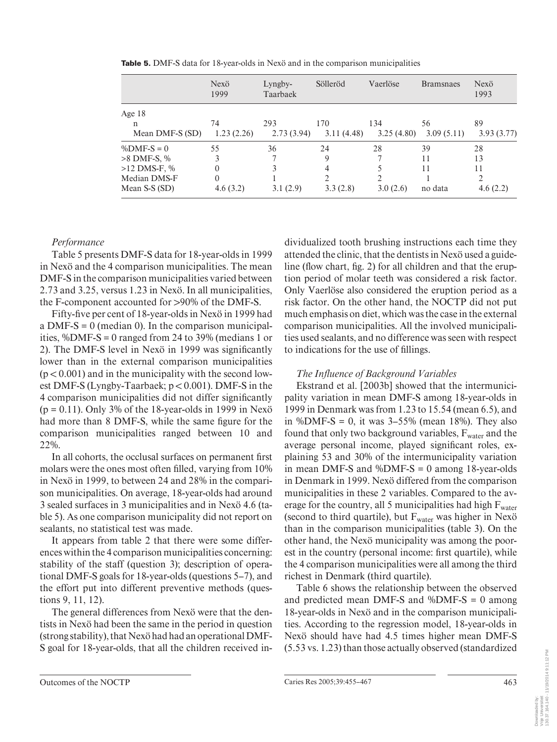**Table 5.** DMF-S data for 18-year-olds in Nexö and in the comparison municipalities

| | Nexö 1999 | Lyngby-Taarbaek | Sölleröd | Vaerlöse | Bramsnaes | Nexö 1993 |
|---|---|---|---|---|---|---|
| Age 18 | | | | | | |
| n | 74 | 293 | 170 | 134 | 56 | 89 |
| Mean DMF-S (SD) | 1.23 (2.26) | 2.73 (3.94) | 3.11 (4.48) | 3.25 (4.80) | 3.09 (5.11) | 3.93 (3.77) |
| %DMF-S = 0 | 55 | 36 | 24 | 28 | 39 | 28 |
| >8 DMF-S, % | 3 | 7 | 9 | 7 | 11 | 13 |
| >12 DMS-F, % | 0 | 3 | 4 | 5 | 11 | 11 |
| Median DMS-F | 0 | 1 | 2 | 2 | 1 | 2 |
| Mean S-S (SD) | 4.6 (3.2) | 3.1 (2.9) | 3.3 (2.8) | 3.0 (2.6) | no data | 4.6 (2.2) |

### *Performance*

Table 5 presents DMF-S data for 18-year-olds in 1999 in Nexö and the 4 comparison municipalities. The mean DMF-S in the comparison municipalities varied between 2.73 and 3.25, versus 1.23 in Nexö. In all municipalities, the F-component accounted for >90% of the DMF-S.

Fifty-five per cent of 18-year-olds in Nexö in 1999 had a DMF-S = 0 (median 0). In the comparison municipalities, %DMF-S = 0 ranged from 24 to 39% (medians 1 or 2). The DMF-S level in Nexö in 1999 was significantly lower than in the external comparison municipalities ($p < 0.001$) and in the municipality with the second lowest DMF-S (Lyngby-Taarbaek; $p < 0.001$). DMF-S in the 4 comparison municipalities did not differ significantly ($p = 0.11$). Only 3% of the 18-year-olds in 1999 in Nexö had more than 8 DMF-S, while the same figure for the comparison municipalities ranged between 10 and 22%.

In all cohorts, the occlusal surfaces on permanent first molars were the ones most often filled, varying from 10% in Nexö in 1999, to between 24 and 28% in the comparison municipalities. On average, 18-year-olds had around 3 sealed surfaces in 3 municipalities and in Nexö 4.6 (table 5). As one comparison municipality did not report on sealants, no statistical test was made.

It appears from table 2 that there were some differences within the 4 comparison municipalities concerning: stability of the staff (question 3); description of operational DMF-S goals for 18-year-olds (questions 5–7), and the effort put into different preventive methods (questions 9, 11, 12).

The general differences from Nexö were that the dentists in Nexö had been the same in the period in question (strong stability), that Nexö had had an operational DMF-S goal for 18-year-olds, that all the children received individualized tooth brushing instructions each time they attended the clinic, that the dentists in Nexö used a guideline (flow chart, fig. 2) for all children and that the eruption period of molar teeth was considered a risk factor. Only Vaerlöse also considered the eruption period as a risk factor. On the other hand, the NOCTP did not put much emphasis on diet, which was the case in the external comparison municipalities. All the involved municipalities used sealants, and no difference was seen with respect to indications for the use of fillings.

### *The Influence of Background Variables*

Ekstrand et al. [2003b] showed that the intermunicipality variation in mean DMF-S among 18-year-olds in 1999 in Denmark was from 1.23 to 15.54 (mean 6.5), and in %DMF-S = 0, it was 3–55% (mean 18%). They also found that only two background variables, $F_{water}$ and the average personal income, played significant roles, explaining 53 and 30% of the intermunicipality variation in mean DMF-S and %DMF-S = 0 among 18-year-olds in Denmark in 1999. Nexö differed from the comparison municipalities in these 2 variables. Compared to the average for the country, all 5 municipalities had high $F_{water}$ (second to third quartile), but $F_{water}$ was higher in Nexö than in the comparison municipalities (table 3). On the other hand, the Nexö municipality was among the poorest in the country (personal income: first quartile), while the 4 comparison municipalities were all among the third richest in Denmark (third quartile).

Table 6 shows the relationship between the observed and predicted mean DMF-S and %DMF-S = 0 among 18-year-olds in Nexö and in the comparison municipalities. According to the regression model, 18-year-olds in Nexö should have had 4.5 times higher mean DMF-S (5.53 vs. 1.23) than those actually observed (standardized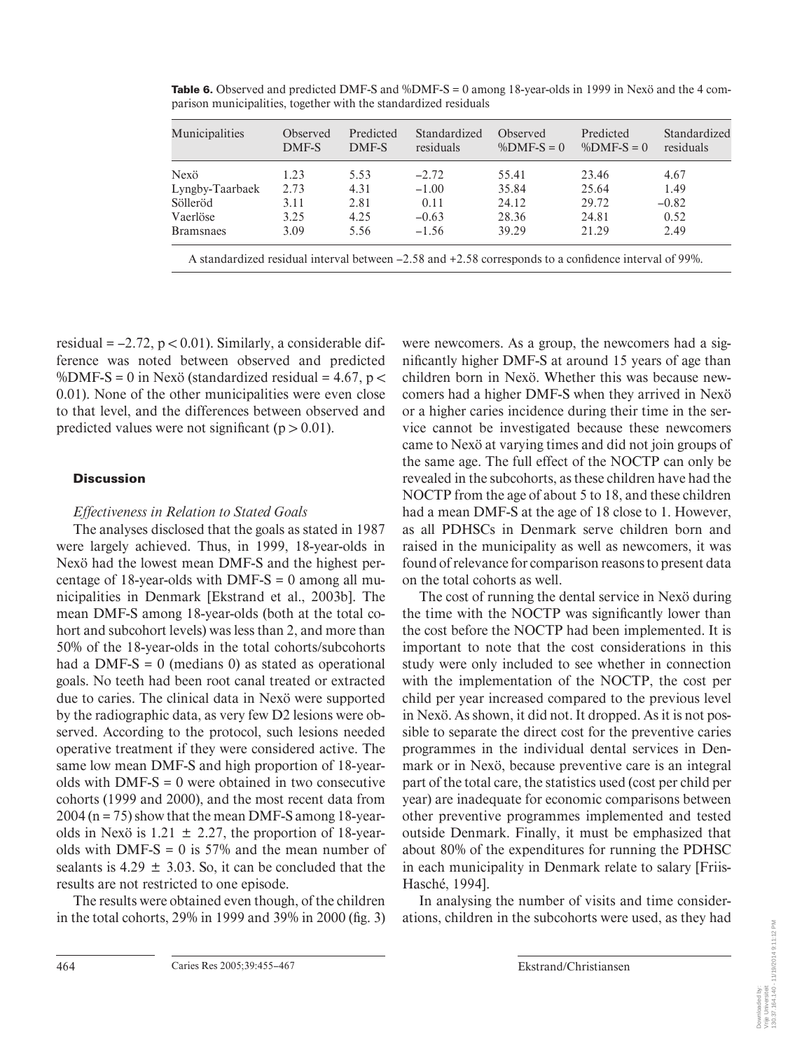**Table 6.** Observed and predicted DMF-S and %DMF-S = 0 among 18-year-olds in 1999 in Nexö and the 4 comparison municipalities, together with the standardized residuals

| Municipalities | Observed DMF-S | Predicted DMF-S | Standardized residuals | Observed %DMF-S = 0 | Predicted %DMF-S = 0 | Standardized residuals |
|---|---|---|---|---|---|---|
| Nexö | 1.23 | 5.53 | –2.72 | 55.41 | 23.46 | 4.67 |
| Lyngby-Taarbaek | 2.73 | 4.31 | –1.00 | 35.84 | 25.64 | 1.49 |
| Sölleröd | 3.11 | 2.81 | 0.11 | 24.12 | 29.72 | –0.82 |
| Vaerlöse | 3.25 | 4.25 | –0.63 | 28.36 | 24.81 | 0.52 |
| Bramsnaes | 3.09 | 5.56 | –1.56 | 39.29 | 21.29 | 2.49 |

A standardized residual interval between –2.58 and +2.58 corresponds to a confidence interval of 99%.

residual = –2.72, $p < 0.01$). Similarly, a considerable difference was noted between observed and predicted %DMF-S = 0 in Nexö (standardized residual = 4.67, $p < 0.01$). None of the other municipalities were even close to that level, and the differences between observed and predicted values were not significant ($p > 0.01$).

## Discussion

### *Effectiveness in Relation to Stated Goals*

The analyses disclosed that the goals as stated in 1987 were largely achieved. Thus, in 1999, 18-year-olds in Nexö had the lowest mean DMF-S and the highest percentage of 18-year-olds with DMF-S = 0 among all municipalities in Denmark [Ekstrand et al., 2003b]. The mean DMF-S among 18-year-olds (both at the total cohort and subcohort levels) was less than 2, and more than 50% of the 18-year-olds in the total cohorts/subcohorts had a DMF-S = 0 (medians 0) as stated as operational goals. No teeth had been root canal treated or extracted due to caries. The clinical data in Nexö were supported by the radiographic data, as very few D2 lesions were observed. According to the protocol, such lesions needed operative treatment if they were considered active. The same low mean DMF-S and high proportion of 18-year-olds with DMF-S = 0 were obtained in two consecutive cohorts (1999 and 2000), and the most recent data from 2004 (n = 75) show that the mean DMF-S among 18-year-olds in Nexö is 1.21 ± 2.27, the proportion of 18-year-olds with DMF-S = 0 is 57% and the mean number of sealants is 4.29 ± 3.03. So, it can be concluded that the results are not restricted to one episode.

The results were obtained even though, of the children in the total cohorts, 29% in 1999 and 39% in 2000 (fig. 3) were newcomers. As a group, the newcomers had a significantly higher DMF-S at around 15 years of age than children born in Nexö. Whether this was because newcomers had a higher DMF-S when they arrived in Nexö or a higher caries incidence during their time in the service cannot be investigated because these newcomers came to Nexö at varying times and did not join groups of the same age. The full effect of the NOCTP can only be revealed in the subcohorts, as these children have had the NOCTP from the age of about 5 to 18, and these children had a mean DMF-S at the age of 18 close to 1. However, as all PDHSCs in Denmark serve children born and raised in the municipality as well as newcomers, it was found of relevance for comparison reasons to present data on the total cohorts as well.

The cost of running the dental service in Nexö during the time with the NOCTP was significantly lower than the cost before the NOCTP had been implemented. It is important to note that the cost considerations in this study were only included to see whether in connection with the implementation of the NOCTP, the cost per child per year increased compared to the previous level in Nexö. As shown, it did not. It dropped. As it is not possible to separate the direct cost for the preventive caries programmes in the individual dental services in Denmark or in Nexö, because preventive care is an integral part of the total care, the statistics used (cost per child per year) are inadequate for economic comparisons between other preventive programmes implemented and tested outside Denmark. Finally, it must be emphasized that about 80% of the expenditures for running the PDHSC in each municipality in Denmark relate to salary [Friis-Hasché, 1994].

In analysing the number of visits and time considerations, children in the subcohorts were used, as they had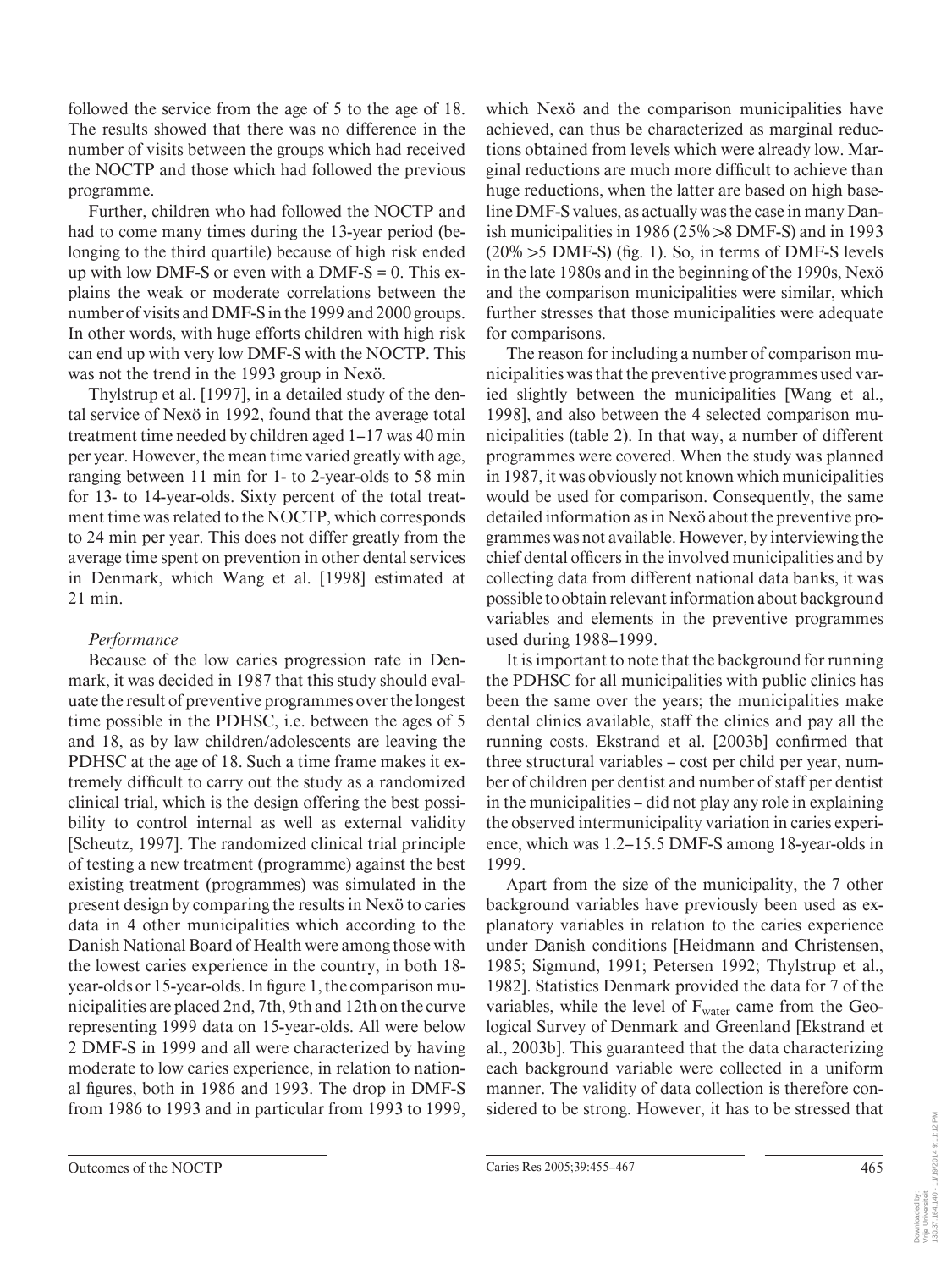followed the service from the age of 5 to the age of 18. The results showed that there was no difference in the number of visits between the groups which had received the NOCTP and those which had followed the previous programme.

Further, children who had followed the NOCTP and had to come many times during the 13-year period (belonging to the third quartile) because of high risk ended up with low DMF-S or even with a DMF-S = 0. This explains the weak or moderate correlations between the number of visits and DMF-S in the 1999 and 2000 groups. In other words, with huge efforts children with high risk can end up with very low DMF-S with the NOCTP. This was not the trend in the 1993 group in Nexö.

Thylstrup et al. [1997], in a detailed study of the dental service of Nexö in 1992, found that the average total treatment time needed by children aged 1–17 was 40 min per year. However, the mean time varied greatly with age, ranging between 11 min for 1- to 2-year-olds to 58 min for 13- to 14-year-olds. Sixty percent of the total treatment time was related to the NOCTP, which corresponds to 24 min per year. This does not differ greatly from the average time spent on prevention in other dental services in Denmark, which Wang et al. [1998] estimated at 21 min.

*Performance*

Because of the low caries progression rate in Denmark, it was decided in 1987 that this study should evaluate the result of preventive programmes over the longest time possible in the PDHSC, i.e. between the ages of 5 and 18, as by law children/adolescents are leaving the PDHSC at the age of 18. Such a time frame makes it extremely difficult to carry out the study as a randomized clinical trial, which is the design offering the best possibility to control internal as well as external validity [Scheutz, 1997]. The randomized clinical trial principle of testing a new treatment (programme) against the best existing treatment (programmes) was simulated in the present design by comparing the results in Nexö to caries data in 4 other municipalities which according to the Danish National Board of Health were among those with the lowest caries experience in the country, in both 18-year-olds or 15-year-olds. In figure 1, the comparison municipalities are placed 2nd, 7th, 9th and 12th on the curve representing 1999 data on 15-year-olds. All were below 2 DMF-S in 1999 and all were characterized by having moderate to low caries experience, in relation to national figures, both in 1986 and 1993. The drop in DMF-S from 1986 to 1993 and in particular from 1993 to 1999, which Nexö and the comparison municipalities have achieved, can thus be characterized as marginal reductions obtained from levels which were already low. Marginal reductions are much more difficult to achieve than huge reductions, when the latter are based on high baseline DMF-S values, as actually was the case in many Danish municipalities in 1986 (25% >8 DMF-S) and in 1993 (20% >5 DMF-S) (fig. 1). So, in terms of DMF-S levels in the late 1980s and in the beginning of the 1990s, Nexö and the comparison municipalities were similar, which further stresses that those municipalities were adequate for comparisons.

The reason for including a number of comparison municipalities was that the preventive programmes used varied slightly between the municipalities [Wang et al., 1998], and also between the 4 selected comparison municipalities (table 2). In that way, a number of different programmes were covered. When the study was planned in 1987, it was obviously not known which municipalities would be used for comparison. Consequently, the same detailed information as in Nexö about the preventive programmes was not available. However, by interviewing the chief dental officers in the involved municipalities and by collecting data from different national data banks, it was possible to obtain relevant information about background variables and elements in the preventive programmes used during 1988–1999.

It is important to note that the background for running the PDHSC for all municipalities with public clinics has been the same over the years; the municipalities make dental clinics available, staff the clinics and pay all the running costs. Ekstrand et al. [2003b] confirmed that three structural variables – cost per child per year, number of children per dentist and number of staff per dentist in the municipalities – did not play any role in explaining the observed intermunicipality variation in caries experience, which was 1.2–15.5 DMF-S among 18-year-olds in 1999.

Apart from the size of the municipality, the 7 other background variables have previously been used as explanatory variables in relation to the caries experience under Danish conditions [Heidmann and Christensen, 1985; Sigmund, 1991; Petersen 1992; Thylstrup et al., 1982]. Statistics Denmark provided the data for 7 of the variables, while the level of $F_{water}$ came from the Geological Survey of Denmark and Greenland [Ekstrand et al., 2003b]. This guaranteed that the data characterizing each background variable were collected in a uniform manner. The validity of data collection is therefore considered to be strong. However, it has to be stressed that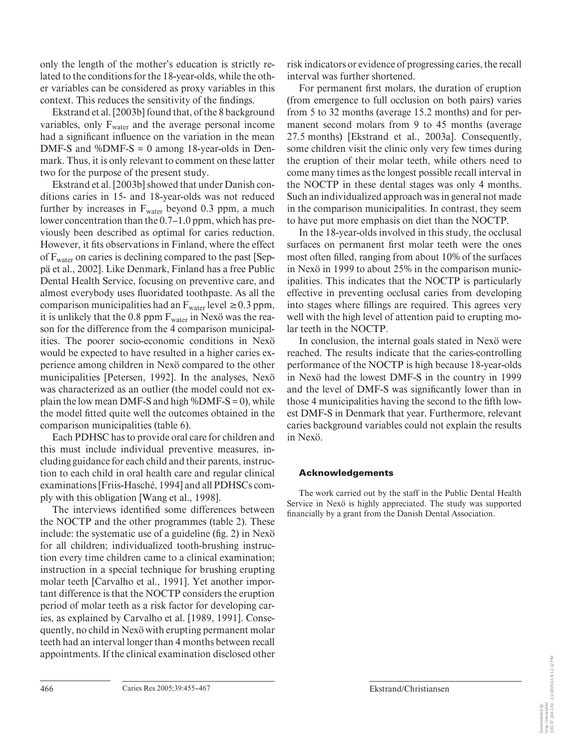only the length of the mother's education is strictly related to the conditions for the 18-year-olds, while the other variables can be considered as proxy variables in this context. This reduces the sensitivity of the findings.

Ekstrand et al. [2003b] found that, of the 8 background variables, only $F_{water}$ and the average personal income had a significant influence on the variation in the mean DMF-S and %DMF-S = 0 among 18-year-olds in Denmark. Thus, it is only relevant to comment on these latter two for the purpose of the present study.

Ekstrand et al. [2003b] showed that under Danish conditions caries in 15- and 18-year-olds was not reduced further by increases in $F_{water}$ beyond 0.3 ppm, a much lower concentration than the 0.7–1.0 ppm, which has previously been described as optimal for caries reduction. However, it fits observations in Finland, where the effect of $F_{water}$ on caries is declining compared to the past [Seppä et al., 2002]. Like Denmark, Finland has a free Public Dental Health Service, focusing on preventive care, and almost everybody uses fluoridated toothpaste. As all the comparison municipalities had an $F_{water}$ level $\geq 0.3$ ppm, it is unlikely that the 0.8 ppm $F_{water}$ in Nexö was the reason for the difference from the 4 comparison municipalities. The poorer socio-economic conditions in Nexö would be expected to have resulted in a higher caries experience among children in Nexö compared to the other municipalities [Petersen, 1992]. In the analyses, Nexö was characterized as an outlier (the model could not explain the low mean DMF-S and high %DMF-S = 0), while the model fitted quite well the outcomes obtained in the comparison municipalities (table 6).

Each PDHSC has to provide oral care for children and this must include individual preventive measures, including guidance for each child and their parents, instruction to each child in oral health care and regular clinical examinations [Friis-Hasché, 1994] and all PDHSCs comply with this obligation [Wang et al., 1998].

The interviews identified some differences between the NOCTP and the other programmes (table 2). These include: the systematic use of a guideline (fig. 2) in Nexö for all children; individualized tooth-brushing instruction every time children came to a clinical examination; instruction in a special technique for brushing erupting molar teeth [Carvalho et al., 1991]. Yet another important difference is that the NOCTP considers the eruption period of molar teeth as a risk factor for developing caries, as explained by Carvalho et al. [1989, 1991]. Consequently, no child in Nexö with erupting permanent molar teeth had an interval longer than 4 months between recall appointments. If the clinical examination disclosed other risk indicators or evidence of progressing caries, the recall interval was further shortened.

For permanent first molars, the duration of eruption (from emergence to full occlusion on both pairs) varies from 5 to 32 months (average 15.2 months) and for permanent second molars from 9 to 45 months (average 27.5 months) [Ekstrand et al., 2003a]. Consequently, some children visit the clinic only very few times during the eruption of their molar teeth, while others need to come many times as the longest possible recall interval in the NOCTP in these dental stages was only 4 months. Such an individualized approach was in general not made in the comparison municipalities. In contrast, they seem to have put more emphasis on diet than the NOCTP.

In the 18-year-olds involved in this study, the occlusal surfaces on permanent first molar teeth were the ones most often filled, ranging from about 10% of the surfaces in Nexö in 1999 to about 25% in the comparison municipalities. This indicates that the NOCTP is particularly effective in preventing occlusal caries from developing into stages where fillings are required. This agrees very well with the high level of attention paid to erupting molar teeth in the NOCTP.

In conclusion, the internal goals stated in Nexö were reached. The results indicate that the caries-controlling performance of the NOCTP is high because 18-year-olds in Nexö had the lowest DMF-S in the country in 1999 and the level of DMF-S was significantly lower than in those 4 municipalities having the second to the fifth lowest DMF-S in Denmark that year. Furthermore, relevant caries background variables could not explain the results in Nexö.

## Acknowledgements

The work carried out by the staff in the Public Dental Health Service in Nexö is highly appreciated. The study was supported financially by a grant from the Danish Dental Association.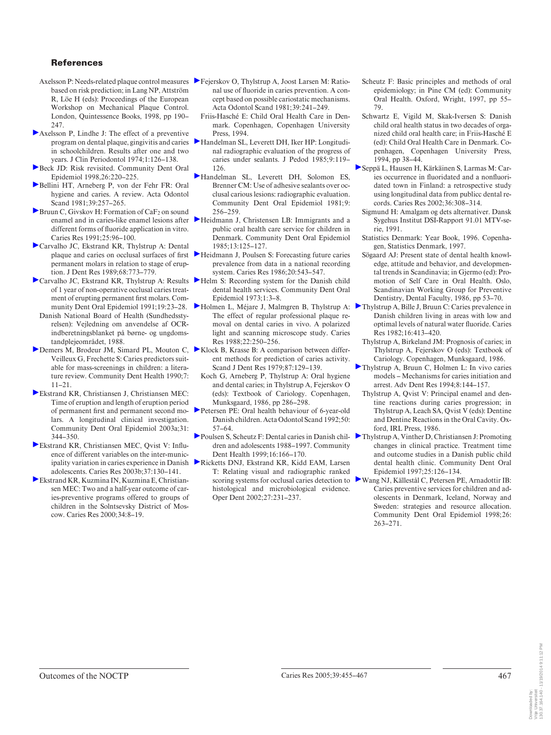## References

- Axelsson P: Needs-related plaque control measures based on risk prediction; in Lang NP, Attström R, Löe H (eds): Proceedings of the European Workshop on Mechanical Plaque Control. London, Quintessence Books, 1998, pp 190–247.
- Axelsson P, Lindhe J: The effect of a preventive program on dental plaque, gingivitis and caries in schoolchildren. Results after one and two years. J Clin Periodontol 1974;1:126–138.
- Beck JD: Risk revisited. Community Dent Oral Epidemiol 1998,26:220–225.
- Bellini HT, Arneberg P, von der Fehr FR: Oral hygiene and caries. A review. Acta Odontol Scand 1981;39:257–265.
- Bruun C, Givskov H: Formation of $CaF_2$ on sound enamel and in caries-like enamel lesions after different forms of fluoride application in vitro. Caries Res 1991;25:96–100.
- Carvalho JC, Ekstrand KR, Thylstrup A: Dental plaque and caries on occlusal surfaces of first permanent molars in relation to stage of eruption. J Dent Res 1989;68:773–779.
- Carvalho JC, Ekstrand KR, Thylstrup A: Results of 1 year of non-operative occlusal caries treatment of erupting permanent first molars. Community Dent Oral Epidemiol 1991;19:23–28.
- Danish National Board of Health (Sundhedsstyrelsen): Vejledning om anvendelse af OCR-indberetningsblanket på børne- og ungdomstandplejeområdet, 1988.
- Demers M, Brodeur JM, Simard PL, Mouton C, Veilleux G, Frechette S: Caries predictors suitable for mass-screenings in children: a literature review. Community Dent Health 1990;7:11–21.
- Ekstrand KR, Christiansen J, Christiansen MEC: Time of eruption and length of eruption period of permanent first and permanent second molars. A longitudinal clinical investigation. Community Dent Oral Epidemiol 2003a;31:344–350.
- Ekstrand KR, Christiansen MEC, Qvist V: Influence of different variables on the inter-municipality variation in caries experience in Danish adolescents. Caries Res 2003b;37:130–141.
- Ekstrand KR, Kuzmina IN, Kuzmina E, Christiansen MEC: Two and a half-year outcome of caries-preventive programs offered to groups of children in the Solntsevsky District of Moscow. Caries Res 2000;34:8–19.
- Fejerskov O, Thylstrup A, Joost Larsen M: Rational use of fluoride in caries prevention. A concept based on possible cariostatic mechanisms. Acta Odontol Scand 1981;39:241–249.
- Friis-Hasché E: Child Oral Health Care in Denmark. Copenhagen, Copenhagen University Press, 1994.
- Handelman SL, Leverett DH, Iker HP: Longitudinal radiographic evaluation of the progress of caries under sealants. J Pedod 1985;9:119–126.
- Handelman SL, Leverett DH, Solomon ES, Brenner CM: Use of adhesive sealants over occlusal carious lesions: radiographic evaluation. Community Dent Oral Epidemiol 1981;9:256–259.
- Heidmann J, Christensen LB: Immigrants and a public oral health care service for children in Denmark. Community Dent Oral Epidemiol 1985;13:125–127.
- Heidmann J, Poulsen S: Forecasting future caries prevalence from data in a national recording system. Caries Res 1986;20:543–547.
- Helm S: Recording system for the Danish child dental health services. Community Dent Oral Epidemiol 1973;1:3–8.
- Holmen L, Méjare J, Malmgren B, Thylstrup A: The effect of regular professional plaque removal on dental caries in vivo. A polarized light and scanning microscope study. Caries Res 1988;22:250–256.
- Klock B, Krasse B: A comparison between different methods for prediction of caries activity. Scand J Dent Res 1979;87:129–139.
- Koch G, Arneberg P, Thylstrup A: Oral hygiene and dental caries; in Thylstrup A, Fejerskov O (eds): Textbook of Cariology. Copenhagen, Munksgaard, 1986, pp 286–298.
- Petersen PE: Oral health behaviour of 6-year-old Danish children. Acta Odontol Scand 1992;50:57–64.
- Poulsen S, Scheutz F: Dental caries in Danish children and adolescents 1988–1997. Community Dent Health 1999;16:166–170.
- Ricketts DNJ, Ekstrand KR, Kidd EAM, Larsen T: Relating visual and radiographic ranked scoring systems for occlusal caries detection to histological and microbiological evidence. Oper Dent 2002;27:231–237.
- Scheutz F: Basic principles and methods of oral epidemiology; in Pine CM (ed): Community Oral Health. Oxford, Wright, 1997, pp 55–79.
- Schwartz E, Vigild M, Skak-Iversen S: Danish child oral health status in two decades of organized child oral health care; in Friis-Hasché E (ed): Child Oral Health Care in Denmark. Copenhagen, Copenhagen University Press, 1994, pp 38–44.
- Seppä L, Hausen H, Kärkäinen S, Larmas M: Caries occurrence in fluoridated and a nonfluoridated town in Finland: a retrospective study using longitudinal data from publicc dental records. Caries Res 2002;36:308–314.
- Sigmund H: Amalgam og dets alternativer. Dansk Sygehus Institut DSI-Rapport 91.01 MTV-serie, 1991.
- Statistics Denmark: Year Book, 1996. Copenhagen, Statistics Denmark, 1997.
- Sögaard AJ: Present state of dental health knowledge, attitude and behavior, and developmental trends in Scandinavia; in Gjermo (ed): Promotion of Self Care in Oral Health. Oslo, Scandinavian Working Group for Preventive Dentistry, Dental Faculty, 1986, pp 53–70.
- Thylstrup A, Bille J, Bruun C: Caries prevalence in Danish children living in areas with low and optimal levels of natural water fluoride. Caries Res 1982;16:413–420.
- Thylstrup A, Birkeland JM: Prognosis of caries; in Thylstrup A, Fejerskov O (eds): Textbook of Cariology. Copenhagen, Munksgaard, 1986.
- Thylstrup A, Bruun C, Holmen L: In vivo caries models – Mechanisms for caries initiation and arrest. Adv Dent Res 1994;8:144–157.
- Thylstrup A, Qvist V: Principal enamel and dentine reactions during caries progression; in Thylstrup A, Leach SA, Qvist V (eds): Dentine and Dentine Reactions in the Oral Cavity. Oxford, IRL Press, 1986.
- Thylstrup A, Vinther D, Christiansen J: Promoting changes in clinical practice. Treatment time and outcome studies in a Danish public child dental health clinic. Community Dent Oral Epidemiol 1997;25:126–134.
- Wang NJ, Källestål C, Petersen PE, Arnadottir IB: Caries preventive services for children and adolescents in Denmark, Iceland, Norway and Sweden: strategies and resource allocation. Community Dent Oral Epidemiol 1998;26:263–271.